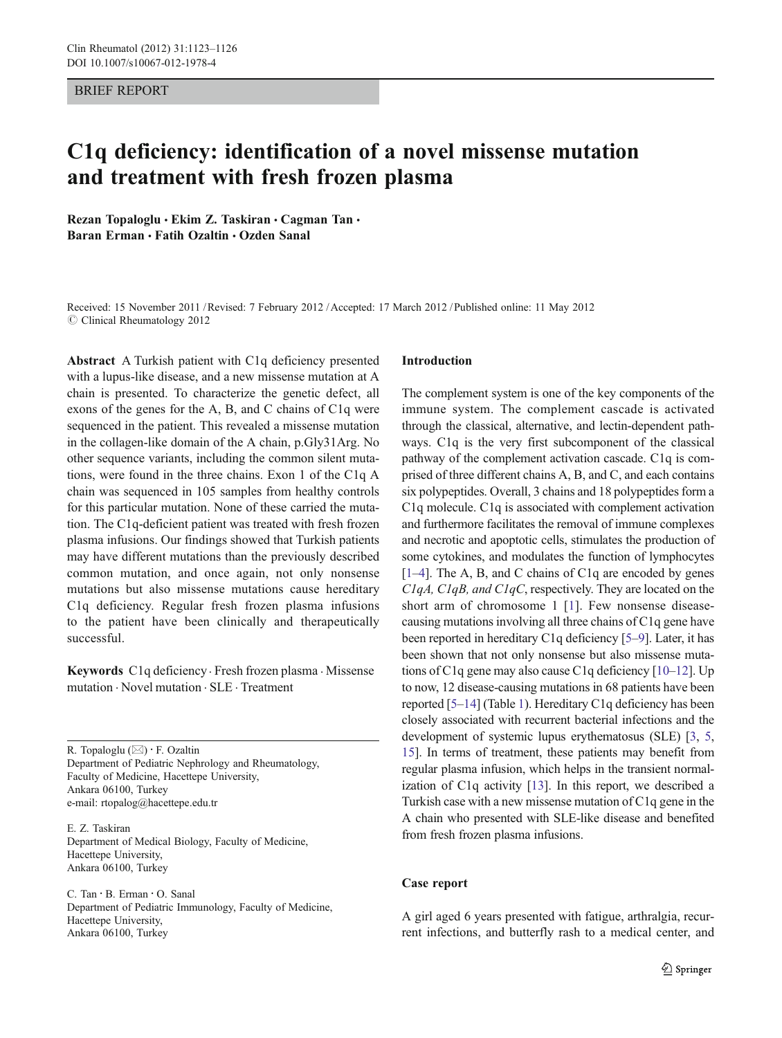BRIEF REPORT

# C1q deficiency: identification of a novel missense mutation and treatment with fresh frozen plasma

**Rezan Topaloglu · Ekim Z. Taskiran · Cagman Tan · Baran Erman · Fatih Ozaltin · Ozden Sanal**

Received: 15 November 2011 / Revised: 7 February 2012 / Accepted: 17 March 2012 / Published online: 11 May 2012
© Clinical Rheumatology 2012

**Abstract** A Turkish patient with C1q deficiency presented with a lupus-like disease, and a new missense mutation at A chain is presented. To characterize the genetic defect, all exons of the genes for the A, B, and C chains of C1q were sequenced in the patient. This revealed a missense mutation in the collagen-like domain of the A chain, p.Gly31Arg. No other sequence variants, including the common silent mutations, were found in the three chains. Exon 1 of the C1q A chain was sequenced in 105 samples from healthy controls for this particular mutation. None of these carried the mutation. The C1q-deficient patient was treated with fresh frozen plasma infusions. Our findings showed that Turkish patients may have different mutations than the previously described common mutation, and once again, not only nonsense mutations but also missense mutations cause hereditary C1q deficiency. Regular fresh frozen plasma infusions to the patient have been clinically and therapeutically successful.

**Keywords** C1q deficiency · Fresh frozen plasma · Missense mutation · Novel mutation · SLE · Treatment

R. Topaloglu (✉) · F. Ozaltin
Department of Pediatric Nephrology and Rheumatology, Faculty of Medicine, Hacettepe University, Ankara 06100, Turkey
e-mail: rtopalog@hacettepe.edu.tr

E. Z. Taskiran
Department of Medical Biology, Faculty of Medicine, Hacettepe University, Ankara 06100, Turkey

C. Tan · B. Erman · O. Sanal
Department of Pediatric Immunology, Faculty of Medicine, Hacettepe University, Ankara 06100, Turkey

## Introduction

The complement system is one of the key components of the immune system. The complement cascade is activated through the classical, alternative, and lectin-dependent pathways. C1q is the very first subcomponent of the classical pathway of the complement activation cascade. C1q is comprised of three different chains A, B, and C, and each contains six polypeptides. Overall, 3 chains and 18 polypeptides form a C1q molecule. C1q is associated with complement activation and furthermore facilitates the removal of immune complexes and necrotic and apoptotic cells, stimulates the production of some cytokines, and modulates the function of lymphocytes [1–4]. The A, B, and C chains of C1q are encoded by genes *C1qA, C1qB, and C1qC*, respectively. They are located on the short arm of chromosome 1 [1]. Few nonsense disease-causing mutations involving all three chains of C1q gene have been reported in hereditary C1q deficiency [5–9]. Later, it has been shown that not only nonsense but also missense mutations of C1q gene may also cause C1q deficiency [10–12]. Up to now, 12 disease-causing mutations in 68 patients have been reported [5–14] (Table 1). Hereditary C1q deficiency has been closely associated with recurrent bacterial infections and the development of systemic lupus erythematosus (SLE) [3, 5, 15]. In terms of treatment, these patients may benefit from regular plasma infusion, which helps in the transient normalization of C1q activity [13]. In this report, we described a Turkish case with a new missense mutation of C1q gene in the A chain who presented with SLE-like disease and benefited from fresh frozen plasma infusions.

## Case report

A girl aged 6 years presented with fatigue, arthralgia, recurrent infections, and butterfly rash to a medical center, and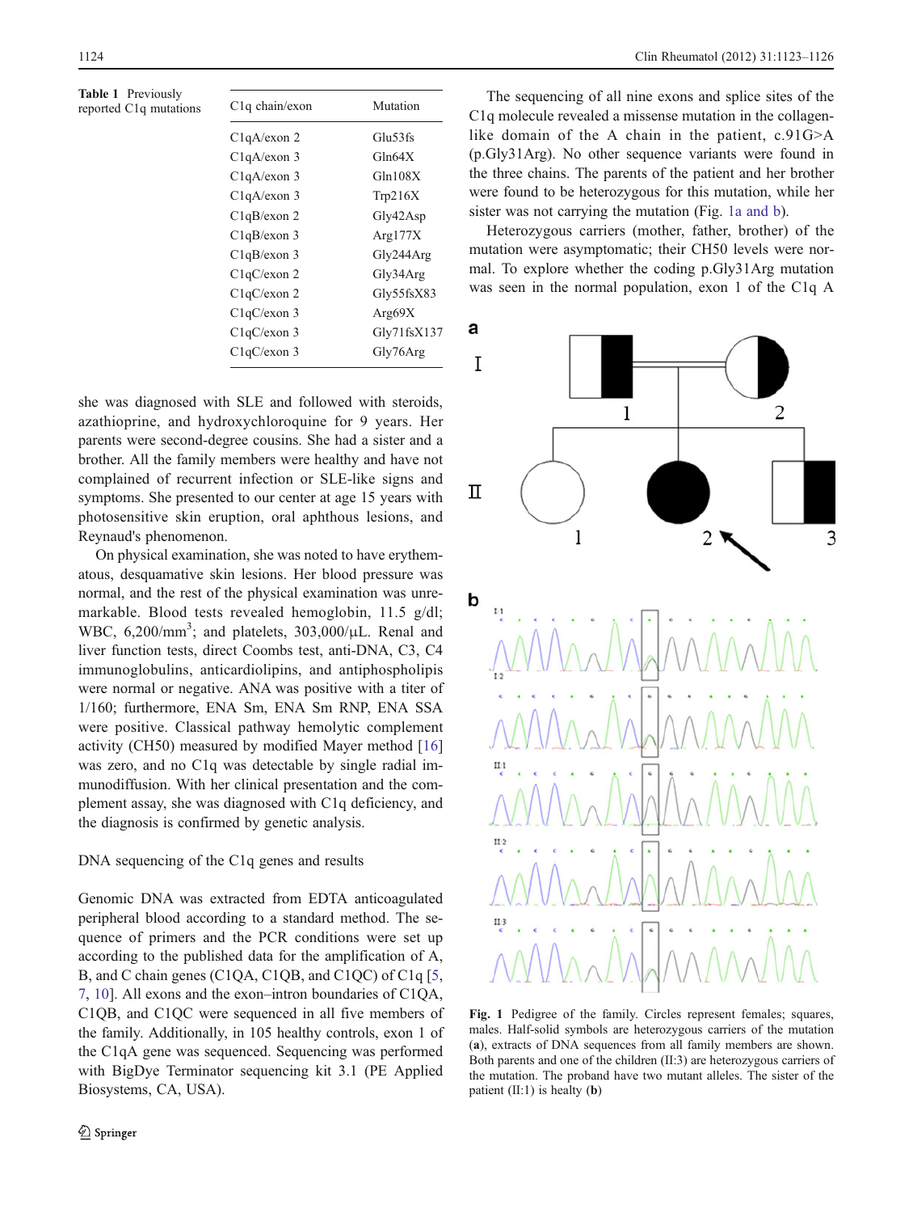**Table 1** Previously reported C1q mutations

| C1q chain/exon | Mutation |
| --- | --- |
| C1qA/exon 2 | Glu53fs |
| C1qA/exon 3 | Gln64X |
| C1qA/exon 3 | Gln108X |
| C1qA/exon 3 | Trp216X |
| C1qB/exon 2 | Gly42Asp |
| C1qB/exon 3 | Arg177X |
| C1qB/exon 3 | Gly244Arg |
| C1qC/exon 2 | Gly34Arg |
| C1qC/exon 2 | Gly55fsX83 |
| C1qC/exon 3 | Arg69X |
| C1qC/exon 3 | Gly71fsX137 |
| C1qC/exon 3 | Gly76Arg |

she was diagnosed with SLE and followed with steroids, azathioprine, and hydroxychloroquine for 9 years. Her parents were second-degree cousins. She had a sister and a brother. All the family members were healthy and have not complained of recurrent infection or SLE-like signs and symptoms. She presented to our center at age 15 years with photosensitive skin eruption, oral aphthous lesions, and Reynaud's phenomenon.

On physical examination, she was noted to have erythematous, desquamative skin lesions. Her blood pressure was normal, and the rest of the physical examination was unremarkable. Blood tests revealed hemoglobin, 11.5 g/dl; WBC, 6,200/mm$^3$; and platelets, 303,000/μL. Renal and liver function tests, direct Coombs test, anti-DNA, C3, C4 immunoglobulins, anticardiolipins, and antiphospholipis were normal or negative. ANA was positive with a titer of 1/160; furthermore, ENA Sm, ENA Sm RNP, ENA SSA were positive. Classical pathway hemolytic complement activity (CH50) measured by modified Mayer method [16] was zero, and no C1q was detectable by single radial immunodiffusion. With her clinical presentation and the complement assay, she was diagnosed with C1q deficiency, and the diagnosis is confirmed by genetic analysis.

## DNA sequencing of the C1q genes and results

Genomic DNA was extracted from EDTA anticoagulated peripheral blood according to a standard method. The sequence of primers and the PCR conditions were set up according to the published data for the amplification of A, B, and C chain genes (C1QA, C1QB, and C1QC) of C1q [5, 7, 10]. All exons and the exon–intron boundaries of C1QA, C1QB, and C1QC were sequenced in all five members of the family. Additionally, in 105 healthy controls, exon 1 of the C1qA gene was sequenced. Sequencing was performed with BigDye Terminator sequencing kit 3.1 (PE Applied Biosystems, CA, USA).

The sequencing of all nine exons and splice sites of the C1q molecule revealed a missense mutation in the collagen-like domain of the A chain in the patient, c.91G>A (p.Gly31Arg). No other sequence variants were found in the three chains. The parents of the patient and her brother were found to be heterozygous for this mutation, while her sister was not carrying the mutation (Fig. 1a and b).

Heterozygous carriers (mother, father, brother) of the mutation were asymptomatic; their CH50 levels were normal. To explore whether the coding p.Gly31Arg mutation was seen in the normal population, exon 1 of the C1q A

**Fig. 1** Pedigree of the family. Circles represent females; squares, males. Half-solid symbols are heterozygous carriers of the mutation (**a**), extracts of DNA sequences from all family members are shown. Both parents and one of the children (II:3) are heterozygous carriers of the mutation. The proband have two mutant alleles. The sister of the patient (II:1) is healty (**b**)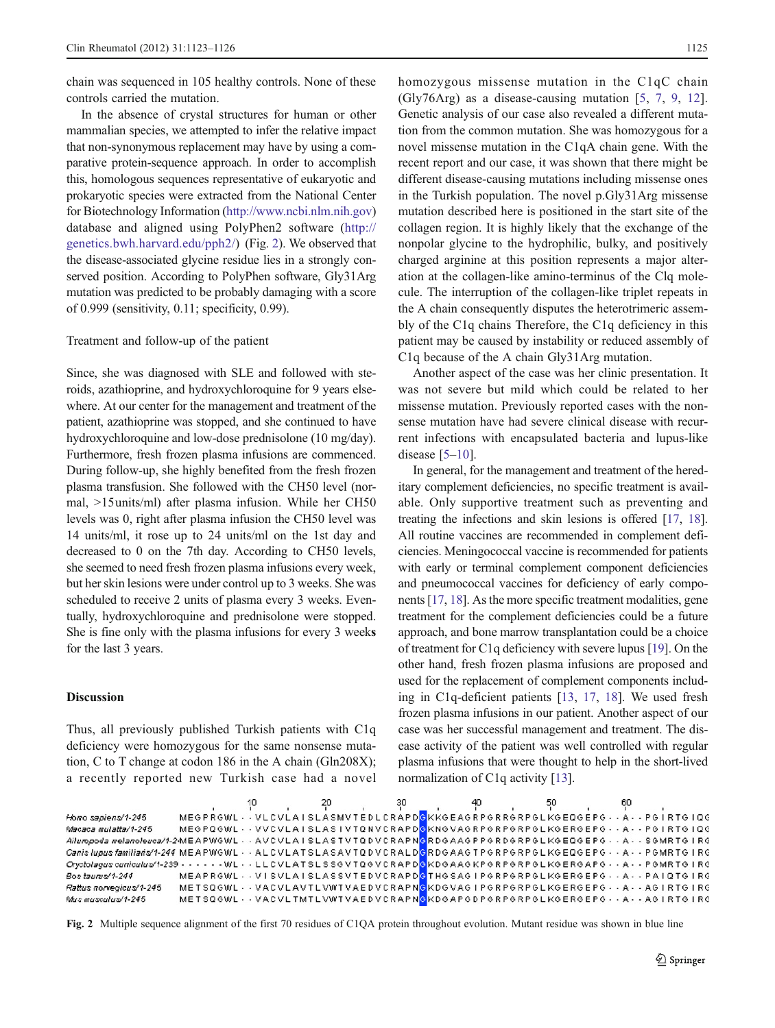chain was sequenced in 105 healthy controls. None of these controls carried the mutation.

In the absence of crystal structures for human or other mammalian species, we attempted to infer the relative impact that non-synonymous replacement may have by using a comparative protein-sequence approach. In order to accomplish this, homologous sequences representative of eukaryotic and prokaryotic species were extracted from the National Center for Biotechnology Information (http://www.ncbi.nlm.nih.gov) database and aligned using PolyPhen2 software (http://genetics.bwh.harvard.edu/pph2/) (Fig. 2). We observed that the disease-associated glycine residue lies in a strongly conserved position. According to PolyPhen software, Gly31Arg mutation was predicted to be probably damaging with a score of 0.999 (sensitivity, 0.11; specificity, 0.99).

Treatment and follow-up of the patient

Since, she was diagnosed with SLE and followed with steroids, azathioprine, and hydroxychloroquine for 9 years elsewhere. At our center for the management and treatment of the patient, azathioprine was stopped, and she continued to have hydroxychloroquine and low-dose prednisolone (10 mg/day). Furthermore, fresh frozen plasma infusions are commenced. During follow-up, she highly benefited from the fresh frozen plasma transfusion. She followed with the CH50 level (normal, >15units/ml) after plasma infusion. While her CH50 levels was 0, right after plasma infusion the CH50 level was 14 units/ml, it rose up to 24 units/ml on the 1st day and decreased to 0 on the 7th day. According to CH50 levels, she seemed to need fresh frozen plasma infusions every week, but her skin lesions were under control up to 3 weeks. She was scheduled to receive 2 units of plasma every 3 weeks. Eventually, hydroxychloroquine and prednisolone were stopped. She is fine only with the plasma infusions for every 3 weeks for the last 3 years.

## Discussion

Thus, all previously published Turkish patients with C1q deficiency were homozygous for the same nonsense mutation, C to T change at codon 186 in the A chain (Gln208X); a recently reported new Turkish case had a novel homozygous missense mutation in the C1qC chain (Gly76Arg) as a disease-causing mutation [5, 7, 9, 12]. Genetic analysis of our case also revealed a different mutation from the common mutation. She was homozygous for a novel missense mutation in the C1qA chain gene. With the recent report and our case, it was shown that there might be different disease-causing mutations including missense ones in the Turkish population. The novel p.Gly31Arg missense mutation described here is positioned in the start site of the collagen region. It is highly likely that the exchange of the nonpolar glycine to the hydrophilic, bulky, and positively charged arginine at this position represents a major alteration at the collagen-like amino-terminus of the Clq molecule. The interruption of the collagen-like triplet repeats in the A chain consequently disputes the heterotrimeric assembly of the C1q chains Therefore, the C1q deficiency in this patient may be caused by instability or reduced assembly of C1q because of the A chain Gly31Arg mutation.

Another aspect of the case was her clinic presentation. It was not severe but mild which could be related to her missense mutation. Previously reported cases with the nonsense mutation have had severe clinical disease with recurrent infections with encapsulated bacteria and lupus-like disease [5–10].

In general, for the management and treatment of the hereditary complement deficiencies, no specific treatment is available. Only supportive treatment such as preventing and treating the infections and skin lesions is offered [17, 18]. All routine vaccines are recommended in complement deficiencies. Meningococcal vaccine is recommended for patients with early or terminal complement component deficiencies and pneumococcal vaccines for deficiency of early components [17, 18]. As the more specific treatment modalities, gene treatment for the complement deficiencies could be a future approach, and bone marrow transplantation could be a choice of treatment for C1q deficiency with severe lupus [19]. On the other hand, fresh frozen plasma infusions are proposed and used for the replacement of complement components including in C1q-deficient patients [13, 17, 18]. We used fresh frozen plasma infusions in our patient. Another aspect of our case was her successful management and treatment. The disease activity of the patient was well controlled with regular plasma infusions that were thought to help in the short-lived normalization of C1q activity [13].

```
Homo sapiens/1-245            MEGPRGWL--VLCVLAISLASMVTEDLCRAPDGKKGEAGRPGRRGRPGLKGEQGEPG--A--PGIRTGIQG
Macaca mulatta/1-245          MEGPQGWL--VVCVLAISLASIVTQNVCRAPDGKNGVAGRPGRPGRPGLKGERGEPG--A--PGIRTGIQG
Ailuropoda melanoleuca/1-24   MEAPWGWL--AVCVLAISLASTVTQDVCRAPNGRDGAAGPPGRDGRPGLKGEQGEPG--A--SGMRTGIRG
Canis lupus familiaris/1-244  MEAPWGWL--ALCVLATSLASAVTQDVCRALDGRDGAAGTPGRPGRPGLKGEQGEPG--A--PGMRTGIRG
Oryctolagus cuniculus/1-239   ------WL--LLCVLATSLSSGVTQGVCRAPDGKDGAAGKPGRPGRPGLKGERGAPG--A--PGMRTGIRG
Bos taurus/1-244              MEAPRGWL--VISVLAISLASSVTEDVCRAPDGTHGSAGIPGRPGRPGLKGERGEPG--A--PAIQTGIRG
Rattus norvegicus/1-245       METSQGWL--VACVLAVTLVWTVAEDVCRAPNGKDGVAGIPGRPGRPGLKGERGEPG--A--AGIRTGIRG
Mus musculus/1-245            METSQGWL--VACVLTMTLVWTVAEDVCRAPNGKDGAPGDPGRPGRPGLKGERGEPG--A--AGIRTGIRG
```

**Fig. 2** Multiple sequence alignment of the first 70 residues of C1QA protein throughout evolution. Mutant residue was shown in blue line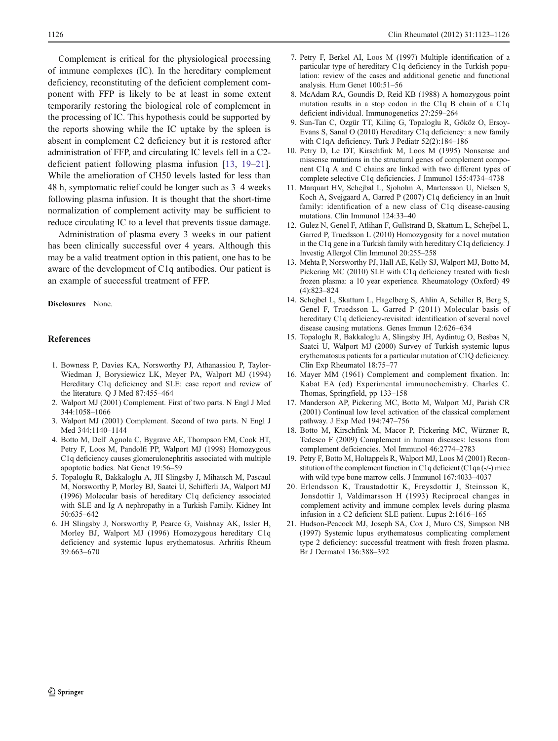Complement is critical for the physiological processing of immune complexes (IC). In the hereditary complement deficiency, reconstituting of the deficient complement component with FFP is likely to be at least in some extent temporarily restoring the biological role of complement in the processing of IC. This hypothesis could be supported by the reports showing while the IC uptake by the spleen is absent in complement C2 deficiency but it is restored after administration of FFP, and circulating IC levels fell in a C2-deficient patient following plasma infusion [13, 19–21]. While the amelioration of CH50 levels lasted for less than 48 h, symptomatic relief could be longer such as 3–4 weeks following plasma infusion. It is thought that the short-time normalization of complement activity may be sufficient to reduce circulating IC to a level that prevents tissue damage.

Administration of plasma every 3 weeks in our patient has been clinically successful over 4 years. Although this may be a valid treatment option in this patient, one has to be aware of the development of C1q antibodies. Our patient is an example of successful treatment of FFP.

**Disclosures** None.

## References

1. Bowness P, Davies KA, Norsworthy PJ, Athanassiou P, Taylor-Wiedman J, Borysiewicz LK, Meyer PA, Walport MJ (1994) Hereditary C1q deficiency and SLE: case report and review of the literature. Q J Med 87:455–464
2. Walport MJ (2001) Complement. First of two parts. N Engl J Med 344:1058–1066
3. Walport MJ (2001) Complement. Second of two parts. N Engl J Med 344:1140–1144
4. Botto M, Dell' Agnola C, Bygrave AE, Thompson EM, Cook HT, Petry F, Loos M, Pandolfi PP, Walport MJ (1998) Homozygous C1q deficiency causes glomerulonephritis associated with multiple apoptotic bodies. Nat Genet 19:56–59
5. Topaloglu R, Bakkaloglu A, JH Slingsby J, Mihatsch M, Pascaul M, Norsworthy P, Morley BJ, Saatci U, Schifferli JA, Walport MJ (1996) Molecular basis of hereditary C1q deficiency associated with SLE and Ig A nephropathy in a Turkish Family. Kidney Int 50:635–642
6. JH Slingsby J, Norsworthy P, Pearce G, Vaishnay AK, Issler H, Morley BJ, Walport MJ (1996) Homozygous hereditary C1q deficiency and systemic lupus erythematosus. Arhritis Rheum 39:663–670
7. Petry F, Berkel AI, Loos M (1997) Multiple identification of a particular type of hereditary C1q deficiency in the Turkish population: review of the cases and additional genetic and functional analysis. Hum Genet 100:51–56
8. McAdam RA, Goundis D, Reid KB (1988) A homozygous point mutation results in a stop codon in the C1q B chain of a C1q deficient individual. Immunogenetics 27:259–264
9. Sun-Tan C, Ozgür TT, Kilinç G, Topaloglu R, Gököz O, Ersoy-Evans S, Sanal O (2010) Hereditary C1q deficiency: a new family with C1qA deficiency. Turk J Pediatr 52(2):184–186
10. Petry D, Le DT, Kirschfink M, Loos M (1995) Nonsense and missense mutations in the structural genes of complement component C1q A and C chains are linked with two different types of complete selective C1q deficiencies. J Immunol 155:4734–4738
11. Marquart HV, Schejbal L, Sjoholm A, Martensson U, Nielsen S, Koch A, Svejgaard A, Garred P (2007) C1q deficiency in an Inuit family: identification of a new class of C1q disease-causing mutations. Clin Immunol 124:33–40
12. Gulez N, Genel F, Atlihan F, Gullstrand B, Skattum L, Schejbel L, Garred P, Truedsson L (2010) Homozygosity for a novel mutation in the C1q gene in a Turkish family with hereditary C1q deficiency. J Investig Allergol Clin Immunol 20:255–258
13. Mehta P, Norsworthy PJ, Hall AE, Kelly SJ, Walport MJ, Botto M, Pickering MC (2010) SLE with C1q deficiency treated with fresh frozen plasma: a 10 year experience. Rheumatology (Oxford) 49 (4):823–824
14. Schejbel L, Skattum L, Hagelberg S, Ahlin A, Schiller B, Berg S, Genel F, Truedsson L, Garred P (2011) Molecular basis of hereditary C1q deficiency-revisited: identification of several novel disease causing mutations. Genes Immun 12:626–634
15. Topaloglu R, Bakkaloglu A, Slingsby JH, Aydintug O, Besbas N, Saatci U, Walport MJ (2000) Survey of Turkish systemic lupus erythematosus patients for a particular mutation of C1Q deficiency. Clin Exp Rheumatol 18:75–77
16. Mayer MM (1961) Complement and complement fixation. In: Kabat EA (ed) Experimental immunochemistry. Charles C. Thomas, Springfield, pp 133–158
17. Manderson AP, Pickering MC, Botto M, Walport MJ, Parish CR (2001) Continual low level activation of the classical complement pathway. J Exp Med 194:747–756
18. Botto M, Kirschfink M, Macor P, Pickering MC, Würzner R, Tedesco F (2009) Complement in human diseases: lessons from complement deficiencies. Mol Immunol 46:2774–2783
19. Petry F, Botto M, Holtappels R, Walport MJ, Loos M (2001) Reconstitution of the complement function in C1q deficient (C1qa (-/-) mice with wild type bone marrow cells. J Immunol 167:4033–4037
20. Erlendsson K, Traustadottir K, Freysdottir J, Steinsson K, Jonsdottir I, Valdimarsson H (1993) Reciprocal changes in complement activity and immune complex levels during plasma infusion in a C2 deficient SLE patient. Lupus 2:1616–165
21. Hudson-Peacock MJ, Joseph SA, Cox J, Muro CS, Simpson NB (1997) Systemic lupus erythematosus complicating complement type 2 deficiency: successful treatment with fresh frozen plasma. Br J Dermatol 136:388–392